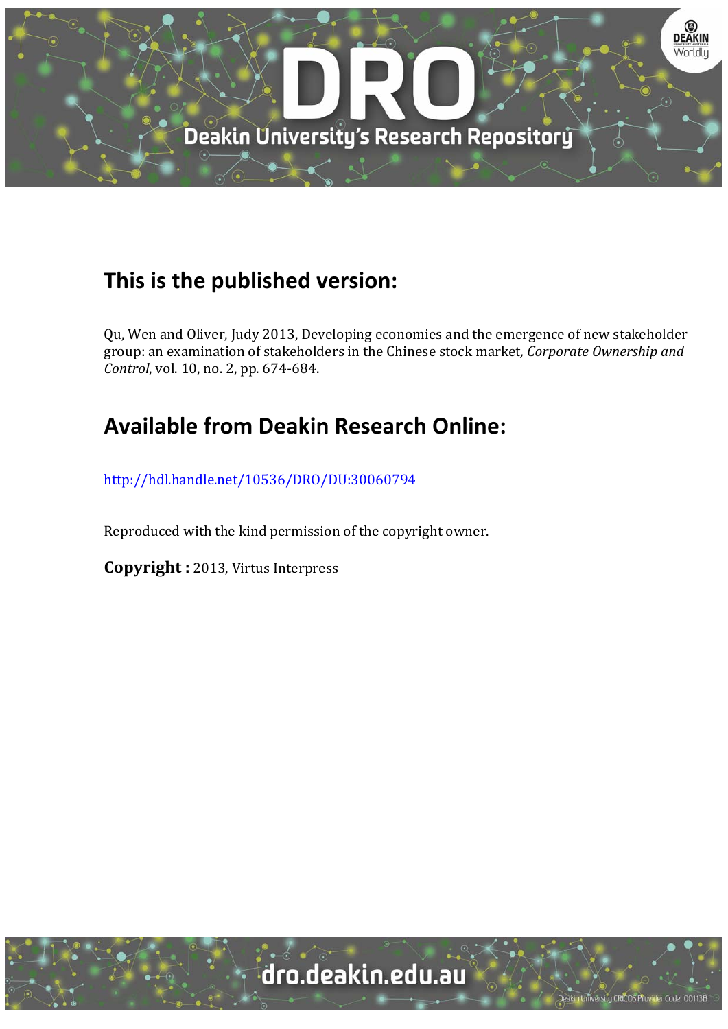## This is the published version:

Qu, Wen and Oliver, Judy 2013, Developing economies and the emergence of new stakeholder group: an examination of stakeholders in the Chinese stock market, *Corporate Ownership and Control*, vol. 10, no. 2, pp. 674-684.

## Available from Deakin Research Online:

http://hdl.handle.net/10536/DRO/DU:30060794

Reproduced with the kind permission of the copyright owner.

**Copyright :** 2013, Virtus Interpress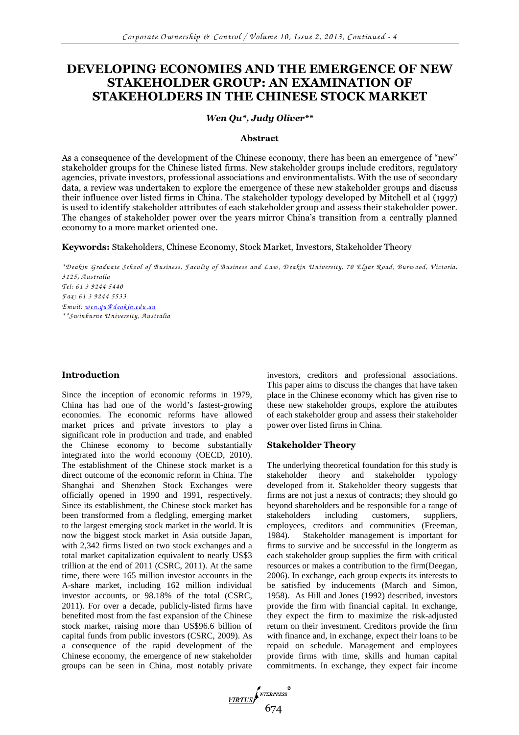# DEVELOPING ECONOMIES AND THE EMERGENCE OF NEW STAKEHOLDER GROUP: AN EXAMINATION OF STAKEHOLDERS IN THE CHINESE STOCK MARKET

*Wen Qu\*, Judy Oliver\*\**

### Abstract

As a consequence of the development of the Chinese economy, there has been an emergence of "new" stakeholder groups for the Chinese listed firms. New stakeholder groups include creditors, regulatory agencies, private investors, professional associations and environmentalists. With the use of secondary data, a review was undertaken to explore the emergence of these new stakeholder groups and discuss their influence over listed firms in China. The stakeholder typology developed by Mitchell et al (1997) is used to identify stakeholder attributes of each stakeholder group and assess their stakeholder power. The changes of stakeholder power over the years mirror China's transition from a centrally planned economy to a more market oriented one.

**Keywords:** Stakeholders, Chinese Economy, Stock Market, Investors, Stakeholder Theory

*\*Deakin Graduate School of Business, Faculty of Business and Law, Deakin University, 70 Elgar Road, Burwood, Victoria, 3125, Australia*
*Tel: 61 3 9244 5440*
*Fax: 61 3 9244 5533*
*Email: wen.qu@deakin.edu.au*
*\*\*Swinburne University, Australia*

## Introduction

Since the inception of economic reforms in 1979, China has had one of the world's fastest-growing economies. The economic reforms have allowed market prices and private investors to play a significant role in production and trade, and enabled the Chinese economy to become substantially integrated into the world economy (OECD, 2010). The establishment of the Chinese stock market is a direct outcome of the economic reform in China. The Shanghai and Shenzhen Stock Exchanges were officially opened in 1990 and 1991, respectively. Since its establishment, the Chinese stock market has been transformed from a fledgling, emerging market to the largest emerging stock market in the world. It is now the biggest stock market in Asia outside Japan, with 2,342 firms listed on two stock exchanges and a total market capitalization equivalent to nearly US$3 trillion at the end of 2011 (CSRC, 2011). At the same time, there were 165 million investor accounts in the A-share market, including 162 million individual investor accounts, or 98.18% of the total (CSRC, 2011). For over a decade, publicly-listed firms have benefited most from the fast expansion of the Chinese stock market, raising more than US$96.6 billion of capital funds from public investors (CSRC, 2009). As a consequence of the rapid development of the Chinese economy, the emergence of new stakeholder groups can be seen in China, most notably private investors, creditors and professional associations. This paper aims to discuss the changes that have taken place in the Chinese economy which has given rise to these new stakeholder groups, explore the attributes of each stakeholder group and assess their stakeholder power over listed firms in China.

## Stakeholder Theory

The underlying theoretical foundation for this study is stakeholder theory and stakeholder typology developed from it. Stakeholder theory suggests that firms are not just a nexus of contracts; they should go beyond shareholders and be responsible for a range of stakeholders including customers, suppliers, employees, creditors and communities (Freeman, 1984). Stakeholder management is important for firms to survive and be successful in the longterm as each stakeholder group supplies the firm with critical resources or makes a contribution to the firm(Deegan, 2006). In exchange, each group expects its interests to be satisfied by inducements (March and Simon, 1958). As Hill and Jones (1992) described, investors provide the firm with financial capital. In exchange, they expect the firm to maximize the risk-adjusted return on their investment. Creditors provide the firm with finance and, in exchange, expect their loans to be repaid on schedule. Management and employees provide firms with time, skills and human capital commitments. In exchange, they expect fair income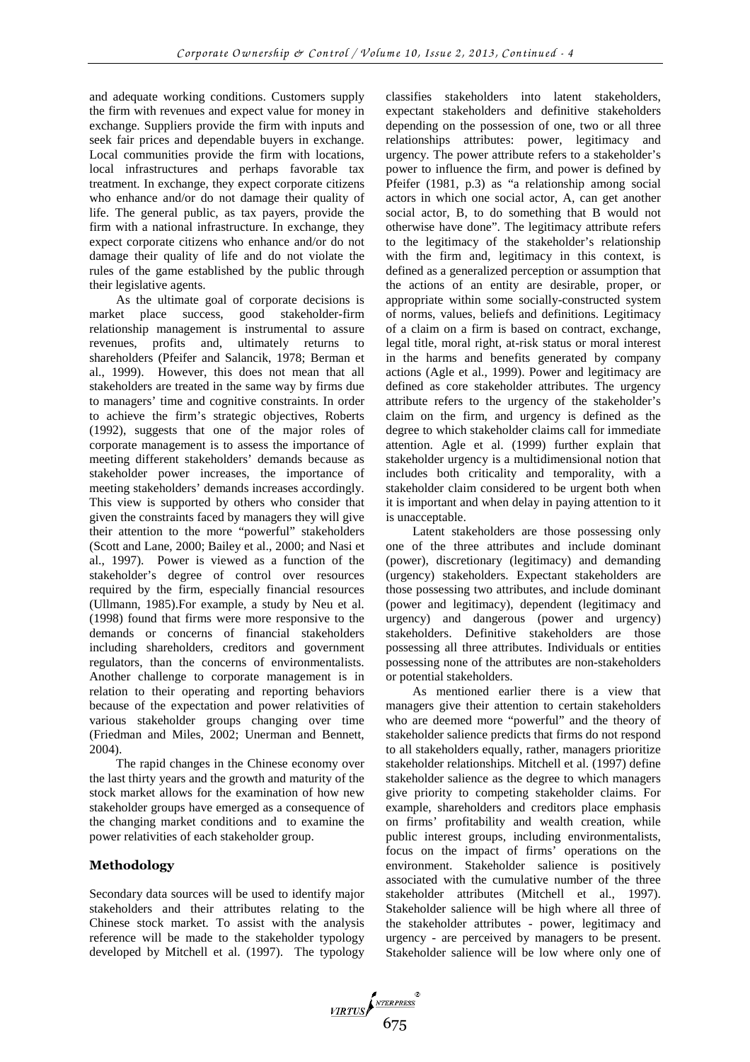and adequate working conditions. Customers supply the firm with revenues and expect value for money in exchange. Suppliers provide the firm with inputs and seek fair prices and dependable buyers in exchange. Local communities provide the firm with locations, local infrastructures and perhaps favorable tax treatment. In exchange, they expect corporate citizens who enhance and/or do not damage their quality of life. The general public, as tax payers, provide the firm with a national infrastructure. In exchange, they expect corporate citizens who enhance and/or do not damage their quality of life and do not violate the rules of the game established by the public through their legislative agents.

As the ultimate goal of corporate decisions is market place success, good stakeholder-firm relationship management is instrumental to assure revenues, profits and, ultimately returns to shareholders (Pfeifer and Salancik, 1978; Berman et al., 1999). However, this does not mean that all stakeholders are treated in the same way by firms due to managers' time and cognitive constraints. In order to achieve the firm's strategic objectives, Roberts (1992), suggests that one of the major roles of corporate management is to assess the importance of meeting different stakeholders' demands because as stakeholder power increases, the importance of meeting stakeholders' demands increases accordingly. This view is supported by others who consider that given the constraints faced by managers they will give their attention to the more "powerful" stakeholders (Scott and Lane, 2000; Bailey et al., 2000; and Nasi et al., 1997). Power is viewed as a function of the stakeholder's degree of control over resources required by the firm, especially financial resources (Ullmann, 1985).For example, a study by Neu et al. (1998) found that firms were more responsive to the demands or concerns of financial stakeholders including shareholders, creditors and government regulators, than the concerns of environmentalists. Another challenge to corporate management is in relation to their operating and reporting behaviors because of the expectation and power relativities of various stakeholder groups changing over time (Friedman and Miles, 2002; Unerman and Bennett, 2004).

The rapid changes in the Chinese economy over the last thirty years and the growth and maturity of the stock market allows for the examination of how new stakeholder groups have emerged as a consequence of the changing market conditions and to examine the power relativities of each stakeholder group.

## Methodology

Secondary data sources will be used to identify major stakeholders and their attributes relating to the Chinese stock market. To assist with the analysis reference will be made to the stakeholder typology developed by Mitchell et al. (1997). The typology classifies stakeholders into latent stakeholders, expectant stakeholders and definitive stakeholders depending on the possession of one, two or all three relationships attributes: power, legitimacy and urgency. The power attribute refers to a stakeholder's power to influence the firm, and power is defined by Pfeifer (1981, p.3) as "a relationship among social actors in which one social actor, A, can get another social actor, B, to do something that B would not otherwise have done". The legitimacy attribute refers to the legitimacy of the stakeholder's relationship with the firm and, legitimacy in this context, is defined as a generalized perception or assumption that the actions of an entity are desirable, proper, or appropriate within some socially-constructed system of norms, values, beliefs and definitions. Legitimacy of a claim on a firm is based on contract, exchange, legal title, moral right, at-risk status or moral interest in the harms and benefits generated by company actions (Agle et al., 1999). Power and legitimacy are defined as core stakeholder attributes. The urgency attribute refers to the urgency of the stakeholder's claim on the firm, and urgency is defined as the degree to which stakeholder claims call for immediate attention. Agle et al. (1999) further explain that stakeholder urgency is a multidimensional notion that includes both criticality and temporality, with a stakeholder claim considered to be urgent both when it is important and when delay in paying attention to it is unacceptable.

Latent stakeholders are those possessing only one of the three attributes and include dominant (power), discretionary (legitimacy) and demanding (urgency) stakeholders. Expectant stakeholders are those possessing two attributes, and include dominant (power and legitimacy), dependent (legitimacy and urgency) and dangerous (power and urgency) stakeholders. Definitive stakeholders are those possessing all three attributes. Individuals or entities possessing none of the attributes are non-stakeholders or potential stakeholders.

As mentioned earlier there is a view that managers give their attention to certain stakeholders who are deemed more "powerful" and the theory of stakeholder salience predicts that firms do not respond to all stakeholders equally, rather, managers prioritize stakeholder relationships. Mitchell et al. (1997) define stakeholder salience as the degree to which managers give priority to competing stakeholder claims. For example, shareholders and creditors place emphasis on firms' profitability and wealth creation, while public interest groups, including environmentalists, focus on the impact of firms' operations on the environment. Stakeholder salience is positively associated with the cumulative number of the three stakeholder attributes (Mitchell et al., 1997). Stakeholder salience will be high where all three of the stakeholder attributes - power, legitimacy and urgency - are perceived by managers to be present. Stakeholder salience will be low where only one of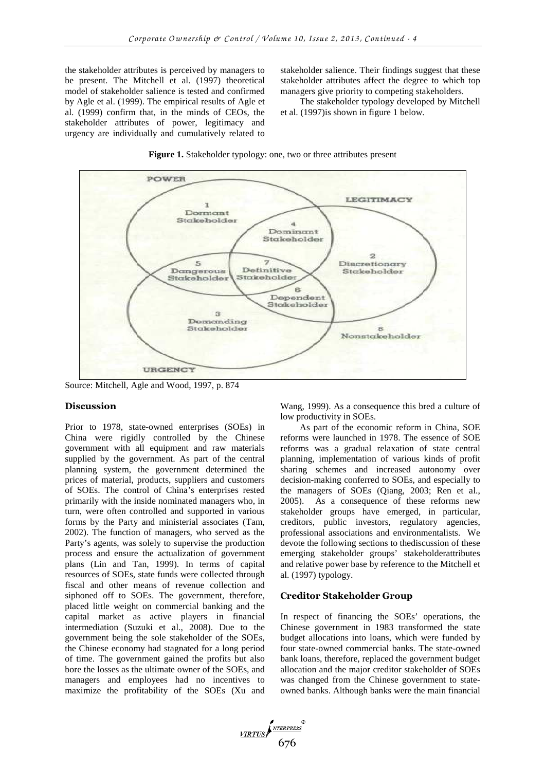the stakeholder attributes is perceived by managers to be present. The Mitchell et al. (1997) theoretical model of stakeholder salience is tested and confirmed by Agle et al. (1999). The empirical results of Agle et al. (1999) confirm that, in the minds of CEOs, the stakeholder attributes of power, legitimacy and urgency are individually and cumulatively related to stakeholder salience. Their findings suggest that these stakeholder attributes affect the degree to which top managers give priority to competing stakeholders.

The stakeholder typology developed by Mitchell et al. (1997)is shown in figure 1 below.

**Figure 1.** Stakeholder typology: one, two or three attributes present

Source: Mitchell, Agle and Wood, 1997, p. 874

## Discussion

Prior to 1978, state-owned enterprises (SOEs) in China were rigidly controlled by the Chinese government with all equipment and raw materials supplied by the government. As part of the central planning system, the government determined the prices of material, products, suppliers and customers of SOEs. The control of China's enterprises rested primarily with the inside nominated managers who, in turn, were often controlled and supported in various forms by the Party and ministerial associates (Tam, 2002). The function of managers, who served as the Party's agents, was solely to supervise the production process and ensure the actualization of government plans (Lin and Tan, 1999). In terms of capital resources of SOEs, state funds were collected through fiscal and other means of revenue collection and siphoned off to SOEs. The government, therefore, placed little weight on commercial banking and the capital market as active players in financial intermediation (Suzuki et al., 2008). Due to the government being the sole stakeholder of the SOEs, the Chinese economy had stagnated for a long period of time. The government gained the profits but also bore the losses as the ultimate owner of the SOEs, and managers and employees had no incentives to maximize the profitability of the SOEs (Xu and Wang, 1999). As a consequence this bred a culture of low productivity in SOEs.

As part of the economic reform in China, SOE reforms were launched in 1978. The essence of SOE reforms was a gradual relaxation of state central planning, implementation of various kinds of profit sharing schemes and increased autonomy over decision-making conferred to SOEs, and especially to the managers of SOEs (Qiang, 2003; Ren et al., 2005). As a consequence of these reforms new stakeholder groups have emerged, in particular, creditors, public investors, regulatory agencies, professional associations and environmentalists. We devote the following sections to thediscussion of these emerging stakeholder groups' stakeholderattributes and relative power base by reference to the Mitchell et al. (1997) typology.

### Creditor Stakeholder Group

In respect of financing the SOEs' operations, the Chinese government in 1983 transformed the state budget allocations into loans, which were funded by four state-owned commercial banks. The state-owned bank loans, therefore, replaced the government budget allocation and the major creditor stakeholder of SOEs was changed from the Chinese government to state-owned banks. Although banks were the main financial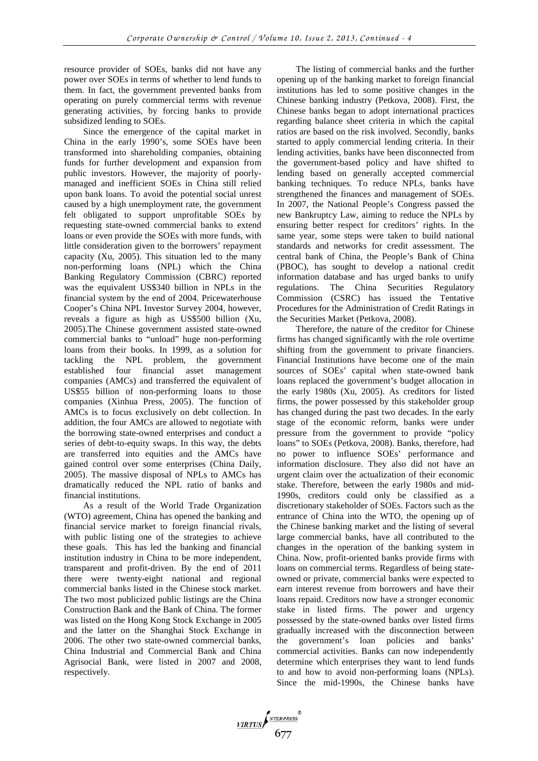resource provider of SOEs, banks did not have any power over SOEs in terms of whether to lend funds to them. In fact, the government prevented banks from operating on purely commercial terms with revenue generating activities, by forcing banks to provide subsidized lending to SOEs.

Since the emergence of the capital market in China in the early 1990's, some SOEs have been transformed into shareholding companies, obtaining funds for further development and expansion from public investors. However, the majority of poorly-managed and inefficient SOEs in China still relied upon bank loans. To avoid the potential social unrest caused by a high unemployment rate, the government felt obligated to support unprofitable SOEs by requesting state-owned commercial banks to extend loans or even provide the SOEs with more funds, with little consideration given to the borrowers' repayment capacity (Xu, 2005). This situation led to the many non-performing loans (NPL) which the China Banking Regulatory Commission (CBRC) reported was the equivalent US$340 billion in NPLs in the financial system by the end of 2004. Pricewaterhouse Cooper's China NPL Investor Survey 2004, however, reveals a figure as high as US$500 billion (Xu, 2005).The Chinese government assisted state-owned commercial banks to "unload" huge non-performing loans from their books. In 1999, as a solution for tackling the NPL problem, the government established four financial asset management companies (AMCs) and transferred the equivalent of US$55 billion of non-performing loans to those companies (Xinhua Press, 2005). The function of AMCs is to focus exclusively on debt collection. In addition, the four AMCs are allowed to negotiate with the borrowing state-owned enterprises and conduct a series of debt-to-equity swaps. In this way, the debts are transferred into equities and the AMCs have gained control over some enterprises (China Daily, 2005). The massive disposal of NPLs to AMCs has dramatically reduced the NPL ratio of banks and financial institutions.

As a result of the World Trade Organization (WTO) agreement, China has opened the banking and financial service market to foreign financial rivals, with public listing one of the strategies to achieve these goals. This has led the banking and financial institution industry in China to be more independent, transparent and profit-driven. By the end of 2011 there were twenty-eight national and regional commercial banks listed in the Chinese stock market. The two most publicized public listings are the China Construction Bank and the Bank of China. The former was listed on the Hong Kong Stock Exchange in 2005 and the latter on the Shanghai Stock Exchange in 2006. The other two state-owned commercial banks, China Industrial and Commercial Bank and China Agrisocial Bank, were listed in 2007 and 2008, respectively.

The listing of commercial banks and the further opening up of the banking market to foreign financial institutions has led to some positive changes in the Chinese banking industry (Petkova, 2008). First, the Chinese banks began to adopt international practices regarding balance sheet criteria in which the capital ratios are based on the risk involved. Secondly, banks started to apply commercial lending criteria. In their lending activities, banks have been disconnected from the government-based policy and have shifted to lending based on generally accepted commercial banking techniques. To reduce NPLs, banks have strengthened the finances and management of SOEs. In 2007, the National People's Congress passed the new Bankruptcy Law, aiming to reduce the NPLs by ensuring better respect for creditors' rights. In the same year, some steps were taken to build national standards and networks for credit assessment. The central bank of China, the People's Bank of China (PBOC), has sought to develop a national credit information database and has urged banks to unify regulations. The China Securities Regulatory Commission (CSRC) has issued the Tentative Procedures for the Administration of Credit Ratings in the Securities Market (Petkova, 2008).

Therefore, the nature of the creditor for Chinese firms has changed significantly with the role overtime shifting from the government to private financiers. Financial Institutions have become one of the main sources of SOEs' capital when state-owned bank loans replaced the government's budget allocation in the early 1980s (Xu, 2005). As creditors for listed firms, the power possessed by this stakeholder group has changed during the past two decades. In the early stage of the economic reform, banks were under pressure from the government to provide "policy loans" to SOEs (Petkova, 2008). Banks, therefore, had no power to influence SOEs' performance and information disclosure. They also did not have an urgent claim over the actualization of their economic stake. Therefore, between the early 1980s and mid-1990s, creditors could only be classified as a discretionary stakeholder of SOEs. Factors such as the entrance of China into the WTO, the opening up of the Chinese banking market and the listing of several large commercial banks, have all contributed to the changes in the operation of the banking system in China. Now, profit-oriented banks provide firms with loans on commercial terms. Regardless of being state-owned or private, commercial banks were expected to earn interest revenue from borrowers and have their loans repaid. Creditors now have a stronger economic stake in listed firms. The power and urgency possessed by the state-owned banks over listed firms gradually increased with the disconnection between the government's loan policies and banks' commercial activities. Banks can now independently determine which enterprises they want to lend funds to and how to avoid non-performing loans (NPLs). Since the mid-1990s, the Chinese banks have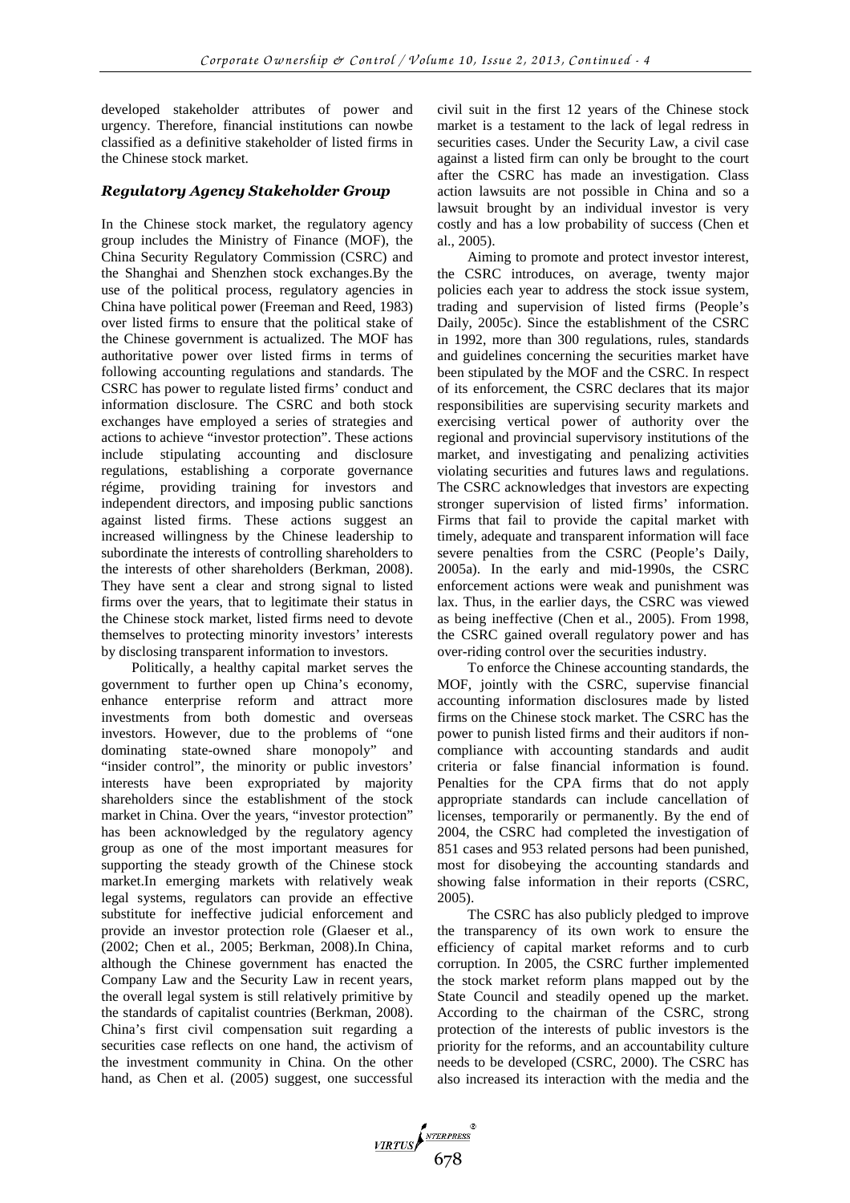developed stakeholder attributes of power and urgency. Therefore, financial institutions can nowbe classified as a definitive stakeholder of listed firms in the Chinese stock market.

### *Regulatory Agency Stakeholder Group*

In the Chinese stock market, the regulatory agency group includes the Ministry of Finance (MOF), the China Security Regulatory Commission (CSRC) and the Shanghai and Shenzhen stock exchanges.By the use of the political process, regulatory agencies in China have political power (Freeman and Reed, 1983) over listed firms to ensure that the political stake of the Chinese government is actualized. The MOF has authoritative power over listed firms in terms of following accounting regulations and standards. The CSRC has power to regulate listed firms' conduct and information disclosure. The CSRC and both stock exchanges have employed a series of strategies and actions to achieve "investor protection". These actions include stipulating accounting and disclosure regulations, establishing a corporate governance régime, providing training for investors and independent directors, and imposing public sanctions against listed firms. These actions suggest an increased willingness by the Chinese leadership to subordinate the interests of controlling shareholders to the interests of other shareholders (Berkman, 2008). They have sent a clear and strong signal to listed firms over the years, that to legitimate their status in the Chinese stock market, listed firms need to devote themselves to protecting minority investors' interests by disclosing transparent information to investors.

Politically, a healthy capital market serves the government to further open up China's economy, enhance enterprise reform and attract more investments from both domestic and overseas investors. However, due to the problems of "one dominating state-owned share monopoly" and "insider control", the minority or public investors' interests have been expropriated by majority shareholders since the establishment of the stock market in China. Over the years, "investor protection" has been acknowledged by the regulatory agency group as one of the most important measures for supporting the steady growth of the Chinese stock market.In emerging markets with relatively weak legal systems, regulators can provide an effective substitute for ineffective judicial enforcement and provide an investor protection role (Glaeser et al., (2002; Chen et al., 2005; Berkman, 2008).In China, although the Chinese government has enacted the Company Law and the Security Law in recent years, the overall legal system is still relatively primitive by the standards of capitalist countries (Berkman, 2008). China's first civil compensation suit regarding a securities case reflects on one hand, the activism of the investment community in China. On the other hand, as Chen et al. (2005) suggest, one successful civil suit in the first 12 years of the Chinese stock market is a testament to the lack of legal redress in securities cases. Under the Security Law, a civil case against a listed firm can only be brought to the court after the CSRC has made an investigation. Class action lawsuits are not possible in China and so a lawsuit brought by an individual investor is very costly and has a low probability of success (Chen et al., 2005).

Aiming to promote and protect investor interest, the CSRC introduces, on average, twenty major policies each year to address the stock issue system, trading and supervision of listed firms (People's Daily, 2005c). Since the establishment of the CSRC in 1992, more than 300 regulations, rules, standards and guidelines concerning the securities market have been stipulated by the MOF and the CSRC. In respect of its enforcement, the CSRC declares that its major responsibilities are supervising security markets and exercising vertical power of authority over the regional and provincial supervisory institutions of the market, and investigating and penalizing activities violating securities and futures laws and regulations. The CSRC acknowledges that investors are expecting stronger supervision of listed firms' information. Firms that fail to provide the capital market with timely, adequate and transparent information will face severe penalties from the CSRC (People's Daily, 2005a). In the early and mid-1990s, the CSRC enforcement actions were weak and punishment was lax. Thus, in the earlier days, the CSRC was viewed as being ineffective (Chen et al., 2005). From 1998, the CSRC gained overall regulatory power and has over-riding control over the securities industry.

To enforce the Chinese accounting standards, the MOF, jointly with the CSRC, supervise financial accounting information disclosures made by listed firms on the Chinese stock market. The CSRC has the power to punish listed firms and their auditors if non-compliance with accounting standards and audit criteria or false financial information is found. Penalties for the CPA firms that do not apply appropriate standards can include cancellation of licenses, temporarily or permanently. By the end of 2004, the CSRC had completed the investigation of 851 cases and 953 related persons had been punished, most for disobeying the accounting standards and showing false information in their reports (CSRC, 2005).

The CSRC has also publicly pledged to improve the transparency of its own work to ensure the efficiency of capital market reforms and to curb corruption. In 2005, the CSRC further implemented the stock market reform plans mapped out by the State Council and steadily opened up the market. According to the chairman of the CSRC, strong protection of the interests of public investors is the priority for the reforms, and an accountability culture needs to be developed (CSRC, 2000). The CSRC has also increased its interaction with the media and the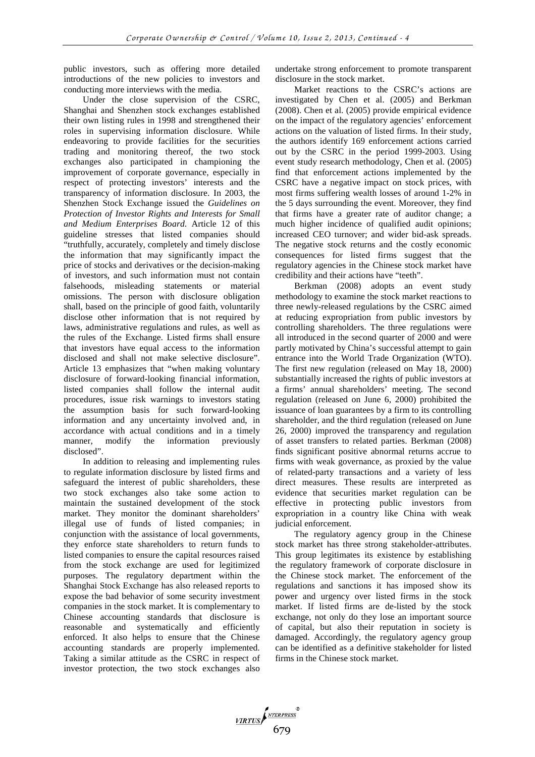public investors, such as offering more detailed introductions of the new policies to investors and conducting more interviews with the media.

Under the close supervision of the CSRC, Shanghai and Shenzhen stock exchanges established their own listing rules in 1998 and strengthened their roles in supervising information disclosure. While endeavoring to provide facilities for the securities trading and monitoring thereof, the two stock exchanges also participated in championing the improvement of corporate governance, especially in respect of protecting investors' interests and the transparency of information disclosure. In 2003, the Shenzhen Stock Exchange issued the *Guidelines on Protection of Investor Rights and Interests for Small and Medium Enterprises Board*. Article 12 of this guideline stresses that listed companies should "truthfully, accurately, completely and timely disclose the information that may significantly impact the price of stocks and derivatives or the decision-making of investors, and such information must not contain falsehoods, misleading statements or material omissions. The person with disclosure obligation shall, based on the principle of good faith, voluntarily disclose other information that is not required by laws, administrative regulations and rules, as well as the rules of the Exchange. Listed firms shall ensure that investors have equal access to the information disclosed and shall not make selective disclosure". Article 13 emphasizes that "when making voluntary disclosure of forward-looking financial information, listed companies shall follow the internal audit procedures, issue risk warnings to investors stating the assumption basis for such forward-looking information and any uncertainty involved and, in accordance with actual conditions and in a timely manner, modify the information previously disclosed".

In addition to releasing and implementing rules to regulate information disclosure by listed firms and safeguard the interest of public shareholders, these two stock exchanges also take some action to maintain the sustained development of the stock market. They monitor the dominant shareholders' illegal use of funds of listed companies; in conjunction with the assistance of local governments, they enforce state shareholders to return funds to listed companies to ensure the capital resources raised from the stock exchange are used for legitimized purposes. The regulatory department within the Shanghai Stock Exchange has also released reports to expose the bad behavior of some security investment companies in the stock market. It is complementary to Chinese accounting standards that disclosure is reasonable and systematically and efficiently enforced. It also helps to ensure that the Chinese accounting standards are properly implemented. Taking a similar attitude as the CSRC in respect of investor protection, the two stock exchanges also undertake strong enforcement to promote transparent disclosure in the stock market.

Market reactions to the CSRC's actions are investigated by Chen et al. (2005) and Berkman (2008). Chen et al. (2005) provide empirical evidence on the impact of the regulatory agencies' enforcement actions on the valuation of listed firms. In their study, the authors identify 169 enforcement actions carried out by the CSRC in the period 1999-2003. Using event study research methodology, Chen et al. (2005) find that enforcement actions implemented by the CSRC have a negative impact on stock prices, with most firms suffering wealth losses of around 1-2% in the 5 days surrounding the event. Moreover, they find that firms have a greater rate of auditor change; a much higher incidence of qualified audit opinions; increased CEO turnover; and wider bid-ask spreads. The negative stock returns and the costly economic consequences for listed firms suggest that the regulatory agencies in the Chinese stock market have credibility and their actions have "teeth".

Berkman (2008) adopts an event study methodology to examine the stock market reactions to three newly-released regulations by the CSRC aimed at reducing expropriation from public investors by controlling shareholders. The three regulations were all introduced in the second quarter of 2000 and were partly motivated by China's successful attempt to gain entrance into the World Trade Organization (WTO). The first new regulation (released on May 18, 2000) substantially increased the rights of public investors at a firms' annual shareholders' meeting. The second regulation (released on June 6, 2000) prohibited the issuance of loan guarantees by a firm to its controlling shareholder, and the third regulation (released on June 26, 2000) improved the transparency and regulation of asset transfers to related parties. Berkman (2008) finds significant positive abnormal returns accrue to firms with weak governance, as proxied by the value of related-party transactions and a variety of less direct measures. These results are interpreted as evidence that securities market regulation can be effective in protecting public investors from expropriation in a country like China with weak judicial enforcement.

The regulatory agency group in the Chinese stock market has three strong stakeholder-attributes. This group legitimates its existence by establishing the regulatory framework of corporate disclosure in the Chinese stock market. The enforcement of the regulations and sanctions it has imposed show its power and urgency over listed firms in the stock market. If listed firms are de-listed by the stock exchange, not only do they lose an important source of capital, but also their reputation in society is damaged. Accordingly, the regulatory agency group can be identified as a definitive stakeholder for listed firms in the Chinese stock market.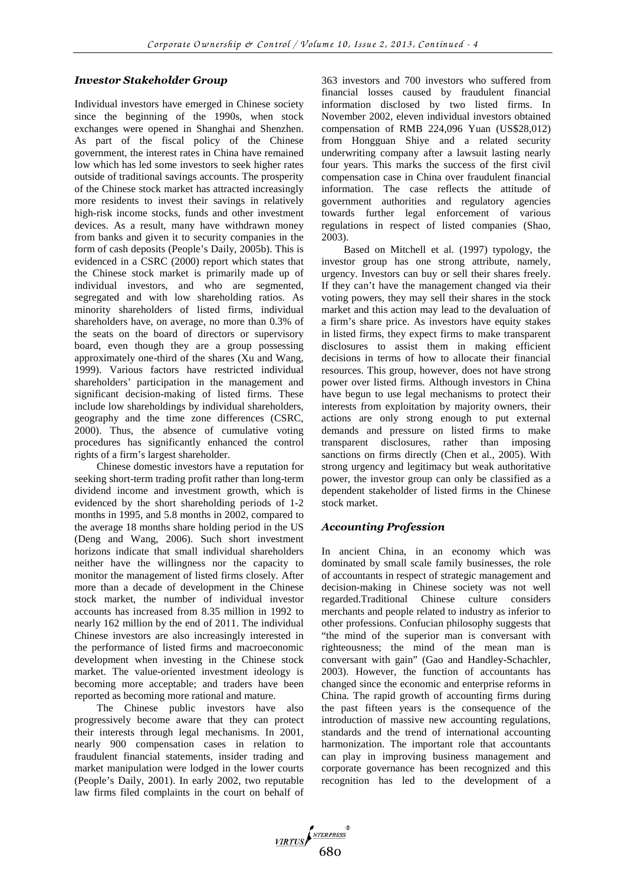### *Investor Stakeholder Group*

Individual investors have emerged in Chinese society since the beginning of the 1990s, when stock exchanges were opened in Shanghai and Shenzhen. As part of the fiscal policy of the Chinese government, the interest rates in China have remained low which has led some investors to seek higher rates outside of traditional savings accounts. The prosperity of the Chinese stock market has attracted increasingly more residents to invest their savings in relatively high-risk income stocks, funds and other investment devices. As a result, many have withdrawn money from banks and given it to security companies in the form of cash deposits (People's Daily, 2005b). This is evidenced in a CSRC (2000) report which states that the Chinese stock market is primarily made up of individual investors, and who are segmented, segregated and with low shareholding ratios. As minority shareholders of listed firms, individual shareholders have, on average, no more than 0.3% of the seats on the board of directors or supervisory board, even though they are a group possessing approximately one-third of the shares (Xu and Wang, 1999). Various factors have restricted individual shareholders' participation in the management and significant decision-making of listed firms. These include low shareholdings by individual shareholders, geography and the time zone differences (CSRC, 2000). Thus, the absence of cumulative voting procedures has significantly enhanced the control rights of a firm's largest shareholder.

Chinese domestic investors have a reputation for seeking short-term trading profit rather than long-term dividend income and investment growth, which is evidenced by the short shareholding periods of 1-2 months in 1995, and 5.8 months in 2002, compared to the average 18 months share holding period in the US (Deng and Wang, 2006). Such short investment horizons indicate that small individual shareholders neither have the willingness nor the capacity to monitor the management of listed firms closely. After more than a decade of development in the Chinese stock market, the number of individual investor accounts has increased from 8.35 million in 1992 to nearly 162 million by the end of 2011. The individual Chinese investors are also increasingly interested in the performance of listed firms and macroeconomic development when investing in the Chinese stock market. The value-oriented investment ideology is becoming more acceptable; and traders have been reported as becoming more rational and mature.

The Chinese public investors have also progressively become aware that they can protect their interests through legal mechanisms. In 2001, nearly 900 compensation cases in relation to fraudulent financial statements, insider trading and market manipulation were lodged in the lower courts (People's Daily, 2001). In early 2002, two reputable law firms filed complaints in the court on behalf of 363 investors and 700 investors who suffered from financial losses caused by fraudulent financial information disclosed by two listed firms. In November 2002, eleven individual investors obtained compensation of RMB 224,096 Yuan (US$28,012) from Hongguan Shiye and a related security underwriting company after a lawsuit lasting nearly four years. This marks the success of the first civil compensation case in China over fraudulent financial information. The case reflects the attitude of government authorities and regulatory agencies towards further legal enforcement of various regulations in respect of listed companies (Shao, 2003).

Based on Mitchell et al. (1997) typology, the investor group has one strong attribute, namely, urgency. Investors can buy or sell their shares freely. If they can't have the management changed via their voting powers, they may sell their shares in the stock market and this action may lead to the devaluation of a firm's share price. As investors have equity stakes in listed firms, they expect firms to make transparent disclosures to assist them in making efficient decisions in terms of how to allocate their financial resources. This group, however, does not have strong power over listed firms. Although investors in China have begun to use legal mechanisms to protect their interests from exploitation by majority owners, their actions are only strong enough to put external demands and pressure on listed firms to make transparent disclosures, rather than imposing sanctions on firms directly (Chen et al., 2005). With strong urgency and legitimacy but weak authoritative power, the investor group can only be classified as a dependent stakeholder of listed firms in the Chinese stock market.

### *Accounting Profession*

In ancient China, in an economy which was dominated by small scale family businesses, the role of accountants in respect of strategic management and decision-making in Chinese society was not well regarded.Traditional Chinese culture considers merchants and people related to industry as inferior to other professions. Confucian philosophy suggests that "the mind of the superior man is conversant with righteousness; the mind of the mean man is conversant with gain" (Gao and Handley-Schachler, 2003). However, the function of accountants has changed since the economic and enterprise reforms in China. The rapid growth of accounting firms during the past fifteen years is the consequence of the introduction of massive new accounting regulations, standards and the trend of international accounting harmonization. The important role that accountants can play in improving business management and corporate governance has been recognized and this recognition has led to the development of a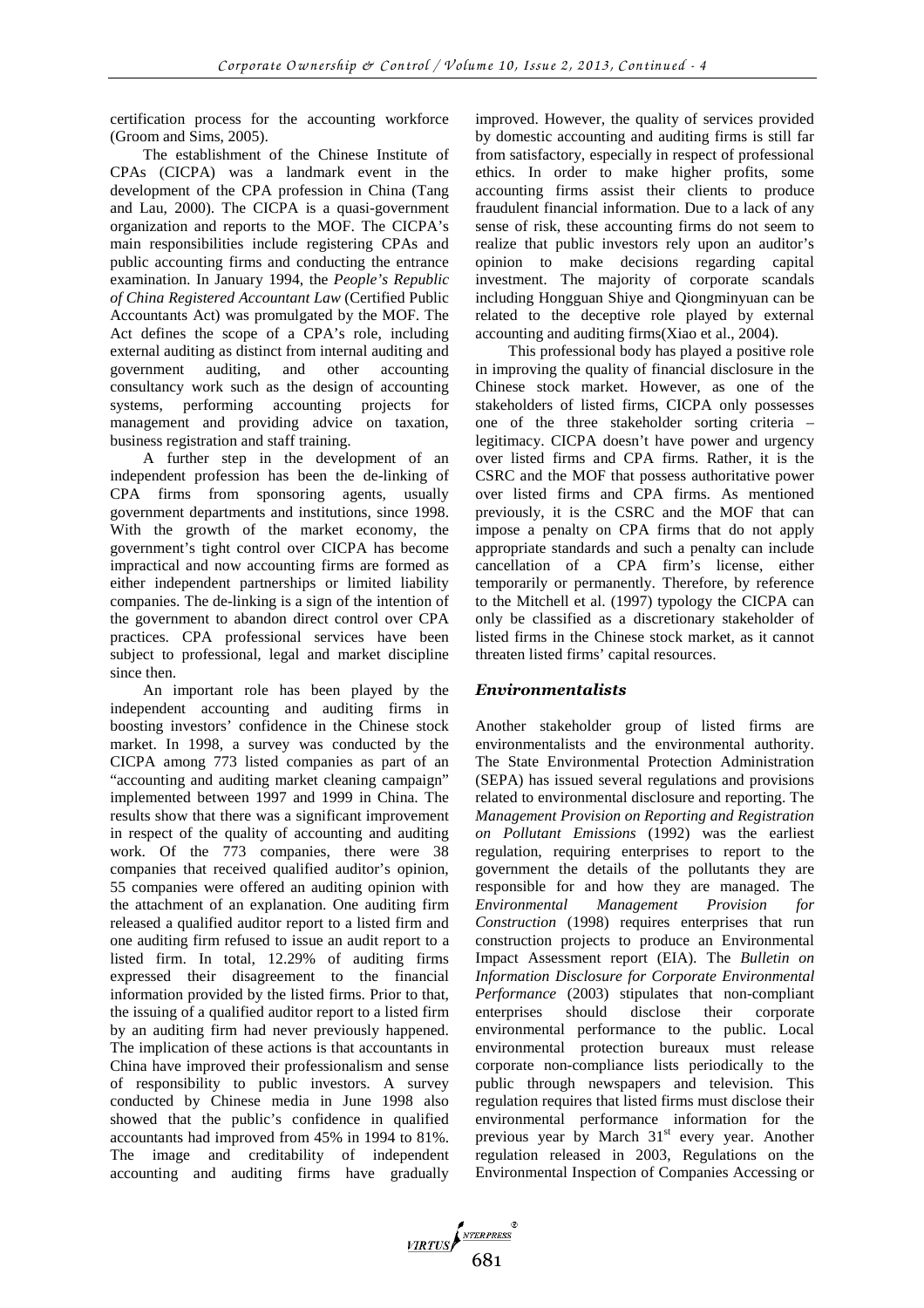certification process for the accounting workforce (Groom and Sims, 2005).

The establishment of the Chinese Institute of CPAs (CICPA) was a landmark event in the development of the CPA profession in China (Tang and Lau, 2000). The CICPA is a quasi-government organization and reports to the MOF. The CICPA's main responsibilities include registering CPAs and public accounting firms and conducting the entrance examination. In January 1994, the *People's Republic of China Registered Accountant Law* (Certified Public Accountants Act) was promulgated by the MOF. The Act defines the scope of a CPA's role, including external auditing as distinct from internal auditing and government auditing, and other accounting consultancy work such as the design of accounting systems, performing accounting projects for management and providing advice on taxation, business registration and staff training.

A further step in the development of an independent profession has been the de-linking of CPA firms from sponsoring agents, usually government departments and institutions, since 1998. With the growth of the market economy, the government's tight control over CICPA has become impractical and now accounting firms are formed as either independent partnerships or limited liability companies. The de-linking is a sign of the intention of the government to abandon direct control over CPA practices. CPA professional services have been subject to professional, legal and market discipline since then.

An important role has been played by the independent accounting and auditing firms in boosting investors' confidence in the Chinese stock market. In 1998, a survey was conducted by the CICPA among 773 listed companies as part of an "accounting and auditing market cleaning campaign" implemented between 1997 and 1999 in China. The results show that there was a significant improvement in respect of the quality of accounting and auditing work. Of the 773 companies, there were 38 companies that received qualified auditor's opinion, 55 companies were offered an auditing opinion with the attachment of an explanation. One auditing firm released a qualified auditor report to a listed firm and one auditing firm refused to issue an audit report to a listed firm. In total, 12.29% of auditing firms expressed their disagreement to the financial information provided by the listed firms. Prior to that, the issuing of a qualified auditor report to a listed firm by an auditing firm had never previously happened. The implication of these actions is that accountants in China have improved their professionalism and sense of responsibility to public investors. A survey conducted by Chinese media in June 1998 also showed that the public's confidence in qualified accountants had improved from 45% in 1994 to 81%. The image and creditability of independent accounting and auditing firms have gradually improved. However, the quality of services provided by domestic accounting and auditing firms is still far from satisfactory, especially in respect of professional ethics. In order to make higher profits, some accounting firms assist their clients to produce fraudulent financial information. Due to a lack of any sense of risk, these accounting firms do not seem to realize that public investors rely upon an auditor's opinion to make decisions regarding capital investment. The majority of corporate scandals including Hongguan Shiye and Qiongminyuan can be related to the deceptive role played by external accounting and auditing firms(Xiao et al., 2004).

This professional body has played a positive role in improving the quality of financial disclosure in the Chinese stock market. However, as one of the stakeholders of listed firms, CICPA only possesses one of the three stakeholder sorting criteria – legitimacy. CICPA doesn't have power and urgency over listed firms and CPA firms. Rather, it is the CSRC and the MOF that possess authoritative power over listed firms and CPA firms. As mentioned previously, it is the CSRC and the MOF that can impose a penalty on CPA firms that do not apply appropriate standards and such a penalty can include cancellation of a CPA firm's license, either temporarily or permanently. Therefore, by reference to the Mitchell et al. (1997) typology the CICPA can only be classified as a discretionary stakeholder of listed firms in the Chinese stock market, as it cannot threaten listed firms' capital resources.

## *Environmentalists*

Another stakeholder group of listed firms are environmentalists and the environmental authority. The State Environmental Protection Administration (SEPA) has issued several regulations and provisions related to environmental disclosure and reporting. The *Management Provision on Reporting and Registration on Pollutant Emissions* (1992) was the earliest regulation, requiring enterprises to report to the government the details of the pollutants they are responsible for and how they are managed. The *Environmental Management Provision for Construction* (1998) requires enterprises that run construction projects to produce an Environmental Impact Assessment report (EIA). The *Bulletin on Information Disclosure for Corporate Environmental Performance* (2003) stipulates that non-compliant enterprises should disclose their corporate environmental performance to the public. Local environmental protection bureaux must release corporate non-compliance lists periodically to the public through newspapers and television. This regulation requires that listed firms must disclose their environmental performance information for the previous year by March 31st every year. Another regulation released in 2003, Regulations on the Environmental Inspection of Companies Accessing or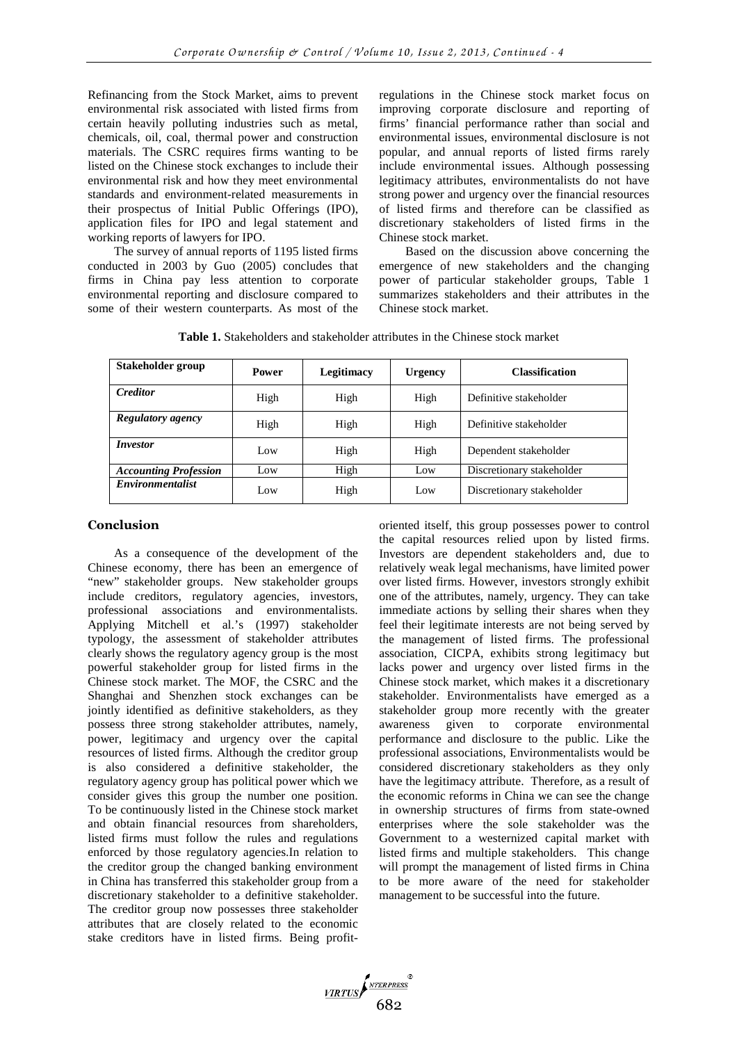Refinancing from the Stock Market, aims to prevent environmental risk associated with listed firms from certain heavily polluting industries such as metal, chemicals, oil, coal, thermal power and construction materials. The CSRC requires firms wanting to be listed on the Chinese stock exchanges to include their environmental risk and how they meet environmental standards and environment-related measurements in their prospectus of Initial Public Offerings (IPO), application files for IPO and legal statement and working reports of lawyers for IPO.

The survey of annual reports of 1195 listed firms conducted in 2003 by Guo (2005) concludes that firms in China pay less attention to corporate environmental reporting and disclosure compared to some of their western counterparts. As most of the regulations in the Chinese stock market focus on improving corporate disclosure and reporting of firms' financial performance rather than social and environmental issues, environmental disclosure is not popular, and annual reports of listed firms rarely include environmental issues. Although possessing legitimacy attributes, environmentalists do not have strong power and urgency over the financial resources of listed firms and therefore can be classified as discretionary stakeholders of listed firms in the Chinese stock market.

Based on the discussion above concerning the emergence of new stakeholders and the changing power of particular stakeholder groups, Table 1 summarizes stakeholders and their attributes in the Chinese stock market.

**Table 1.** Stakeholders and stakeholder attributes in the Chinese stock market

| Stakeholder group | Power | Legitimacy | Urgency | Classification |
|---|---|---|---|---|
| ***Creditor*** | High | High | High | Definitive stakeholder |
| ***Regulatory agency*** | High | High | High | Definitive stakeholder |
| ***Investor*** | Low | High | High | Dependent stakeholder |
| ***Accounting Profession*** | Low | High | Low | Discretionary stakeholder |
| ***Environmentalist*** | Low | High | Low | Discretionary stakeholder |

## Conclusion

As a consequence of the development of the Chinese economy, there has been an emergence of "new" stakeholder groups. New stakeholder groups include creditors, regulatory agencies, investors, professional associations and environmentalists. Applying Mitchell et al.'s (1997) stakeholder typology, the assessment of stakeholder attributes clearly shows the regulatory agency group is the most powerful stakeholder group for listed firms in the Chinese stock market. The MOF, the CSRC and the Shanghai and Shenzhen stock exchanges can be jointly identified as definitive stakeholders, as they possess three strong stakeholder attributes, namely, power, legitimacy and urgency over the capital resources of listed firms. Although the creditor group is also considered a definitive stakeholder, the regulatory agency group has political power which we consider gives this group the number one position. To be continuously listed in the Chinese stock market and obtain financial resources from shareholders, listed firms must follow the rules and regulations enforced by those regulatory agencies.In relation to the creditor group the changed banking environment in China has transferred this stakeholder group from a discretionary stakeholder to a definitive stakeholder. The creditor group now possesses three stakeholder attributes that are closely related to the economic stake creditors have in listed firms. Being profit-oriented itself, this group possesses power to control the capital resources relied upon by listed firms. Investors are dependent stakeholders and, due to relatively weak legal mechanisms, have limited power over listed firms. However, investors strongly exhibit one of the attributes, namely, urgency. They can take immediate actions by selling their shares when they feel their legitimate interests are not being served by the management of listed firms. The professional association, CICPA, exhibits strong legitimacy but lacks power and urgency over listed firms in the Chinese stock market, which makes it a discretionary stakeholder. Environmentalists have emerged as a stakeholder group more recently with the greater awareness given to corporate environmental performance and disclosure to the public. Like the professional associations, Environmentalists would be considered discretionary stakeholders as they only have the legitimacy attribute. Therefore, as a result of the economic reforms in China we can see the change in ownership structures of firms from state-owned enterprises where the sole stakeholder was the Government to a westernized capital market with listed firms and multiple stakeholders. This change will prompt the management of listed firms in China to be more aware of the need for stakeholder management to be successful into the future.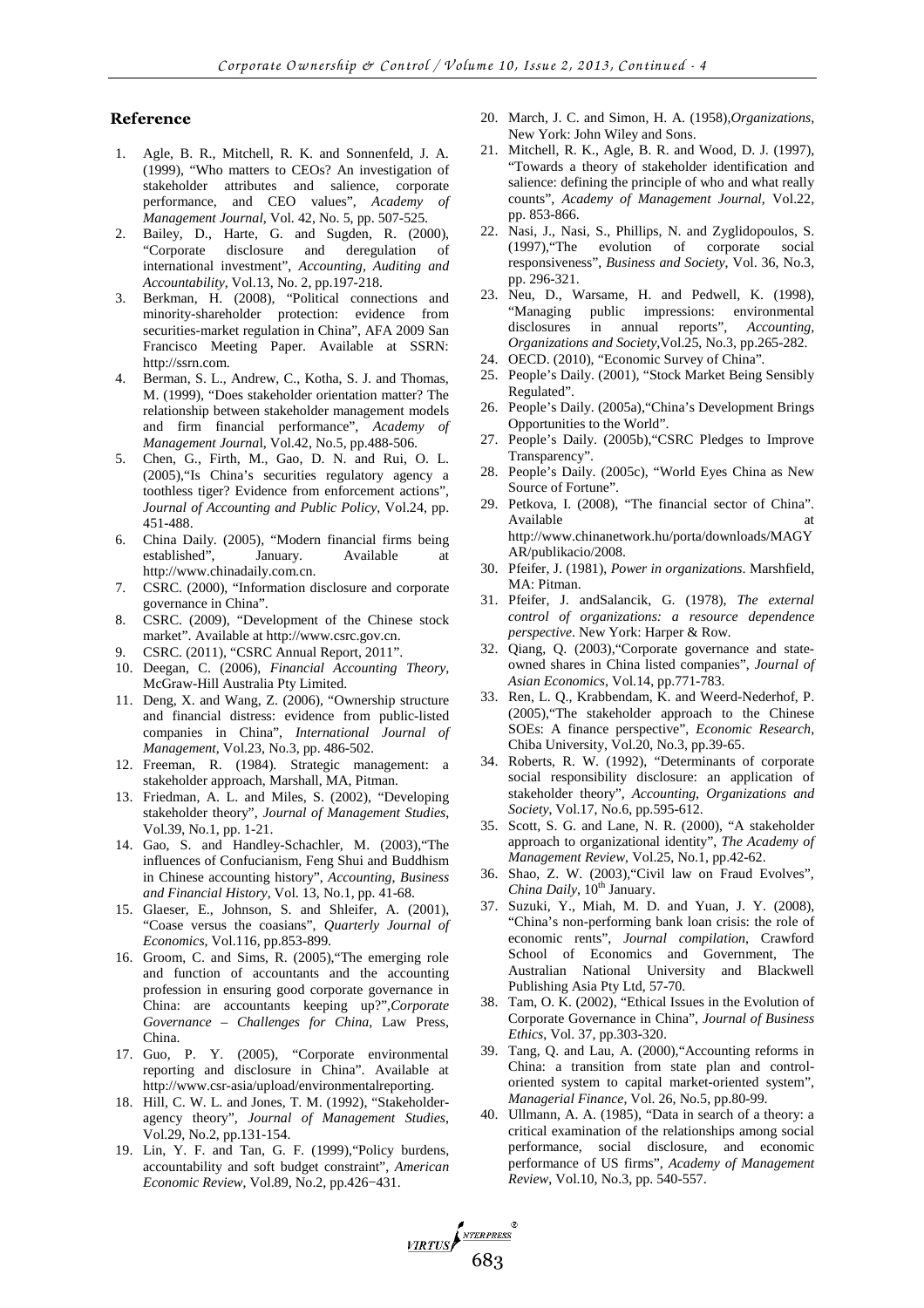## Reference

1. Agle, B. R., Mitchell, R. K. and Sonnenfeld, J. A. (1999), "Who matters to CEOs? An investigation of stakeholder attributes and salience, corporate performance, and CEO values", *Academy of Management Journal*, Vol. 42, No. 5, pp. 507-525.
2. Bailey, D., Harte, G. and Sugden, R. (2000), "Corporate disclosure and deregulation of international investment", *Accounting, Auditing and Accountability*, Vol.13, No. 2, pp.197-218.
3. Berkman, H. (2008), "Political connections and minority-shareholder protection: evidence from securities-market regulation in China", AFA 2009 San Francisco Meeting Paper. Available at SSRN: http://ssrn.com.
4. Berman, S. L., Andrew, C., Kotha, S. J. and Thomas, M. (1999), "Does stakeholder orientation matter? The relationship between stakeholder management models and firm financial performance", *Academy of Management Journa*l, Vol.42, No.5, pp.488-506.
5. Chen, G., Firth, M., Gao, D. N. and Rui, O. L. (2005),"Is China's securities regulatory agency a toothless tiger? Evidence from enforcement actions", *Journal of Accounting and Public Policy*, Vol.24, pp. 451-488.
6. China Daily. (2005), "Modern financial firms being established", January. Available at http://www.chinadaily.com.cn.
7. CSRC. (2000), "Information disclosure and corporate governance in China".
8. CSRC. (2009), "Development of the Chinese stock market". Available at http://www.csrc.gov.cn.
9. CSRC. (2011), "CSRC Annual Report, 2011".
10. Deegan, C. (2006), *Financial Accounting Theory*, McGraw-Hill Australia Pty Limited.
11. Deng, X. and Wang, Z. (2006), "Ownership structure and financial distress: evidence from public-listed companies in China", *International Journal of Management*, Vol.23, No.3, pp. 486-502.
12. Freeman, R. (1984). Strategic management: a stakeholder approach, Marshall, MA, Pitman.
13. Friedman, A. L. and Miles, S. (2002), "Developing stakeholder theory", *Journal of Management Studies*, Vol.39, No.1, pp. 1-21.
14. Gao, S. and Handley-Schachler, M. (2003),"The influences of Confucianism, Feng Shui and Buddhism in Chinese accounting history", *Accounting, Business and Financial History*, Vol. 13, No.1, pp. 41-68.
15. Glaeser, E., Johnson, S. and Shleifer, A. (2001), "Coase versus the coasians", *Quarterly Journal of Economics*, Vol.116, pp.853-899.
16. Groom, C. and Sims, R. (2005),"The emerging role and function of accountants and the accounting profession in ensuring good corporate governance in China: are accountants keeping up?",*Corporate Governance – Challenges for China*, Law Press, China.
17. Guo, P. Y. (2005), "Corporate environmental reporting and disclosure in China". Available at http://www.csr-asia/upload/environmentalreporting.
18. Hill, C. W. L. and Jones, T. M. (1992), "Stakeholder-agency theory", *Journal of Management Studies*, Vol.29, No.2, pp.131-154.
19. Lin, Y. F. and Tan, G. F. (1999),"Policy burdens, accountability and soft budget constraint", *American Economic Review*, Vol.89, No.2, pp.426−431.
20. March, J. C. and Simon, H. A. (1958),*Organizations*, New York: John Wiley and Sons.
21. Mitchell, R. K., Agle, B. R. and Wood, D. J. (1997), "Towards a theory of stakeholder identification and salience: defining the principle of who and what really counts", *Academy of Management Journal*, Vol.22, pp. 853-866.
22. Nasi, J., Nasi, S., Phillips, N. and Zyglidopoulos, S. (1997),"The evolution of corporate social responsiveness", *Business and Society*, Vol. 36, No.3, pp. 296-321.
23. Neu, D., Warsame, H. and Pedwell, K. (1998), "Managing public impressions: environmental disclosures in annual reports", *Accounting, Organizations and Society*,Vol.25, No.3, pp.265-282.
24. OECD. (2010), "Economic Survey of China".
25. People's Daily. (2001), "Stock Market Being Sensibly Regulated".
26. People's Daily. (2005a),"China's Development Brings Opportunities to the World".
27. People's Daily. (2005b),"CSRC Pledges to Improve Transparency".
28. People's Daily. (2005c), "World Eyes China as New Source of Fortune".
29. Petkova, I. (2008), "The financial sector of China". Available at http://www.chinanetwork.hu/porta/downloads/MAGYAR/publikacio/2008.
30. Pfeifer, J. (1981), *Power in organizations*. Marshfield, MA: Pitman.
31. Pfeifer, J. andSalancik, G. (1978), *The external control of organizations: a resource dependence perspective*. New York: Harper & Row.
32. Qiang, Q. (2003),"Corporate governance and state-owned shares in China listed companies", *Journal of Asian Economics*, Vol.14, pp.771-783.
33. Ren, L. Q., Krabbendam, K. and Weerd-Nederhof, P. (2005),"The stakeholder approach to the Chinese SOEs: A finance perspective", *Economic Research*, Chiba University, Vol.20, No.3, pp.39-65.
34. Roberts, R. W. (1992), "Determinants of corporate social responsibility disclosure: an application of stakeholder theory", *Accounting, Organizations and Society*, Vol.17, No.6, pp.595-612.
35. Scott, S. G. and Lane, N. R. (2000), "A stakeholder approach to organizational identity", *The Academy of Management Review*, Vol.25, No.1, pp.42-62.
36. Shao, Z. W. (2003),"Civil law on Fraud Evolves", *China Daily*, 10th January.
37. Suzuki, Y., Miah, M. D. and Yuan, J. Y. (2008), "China's non-performing bank loan crisis: the role of economic rents", *Journal compilation*, Crawford School of Economics and Government, The Australian National University and Blackwell Publishing Asia Pty Ltd, 57-70.
38. Tam, O. K. (2002), "Ethical Issues in the Evolution of Corporate Governance in China", *Journal of Business Ethics*, Vol. 37, pp.303-320.
39. Tang, Q. and Lau, A. (2000),"Accounting reforms in China: a transition from state plan and control-oriented system to capital market-oriented system", *Managerial Finance*, Vol. 26, No.5, pp.80-99.
40. Ullmann, A. A. (1985), "Data in search of a theory: a critical examination of the relationships among social performance, social disclosure, and economic performance of US firms", *Academy of Management Review*, Vol.10, No.3, pp. 540-557.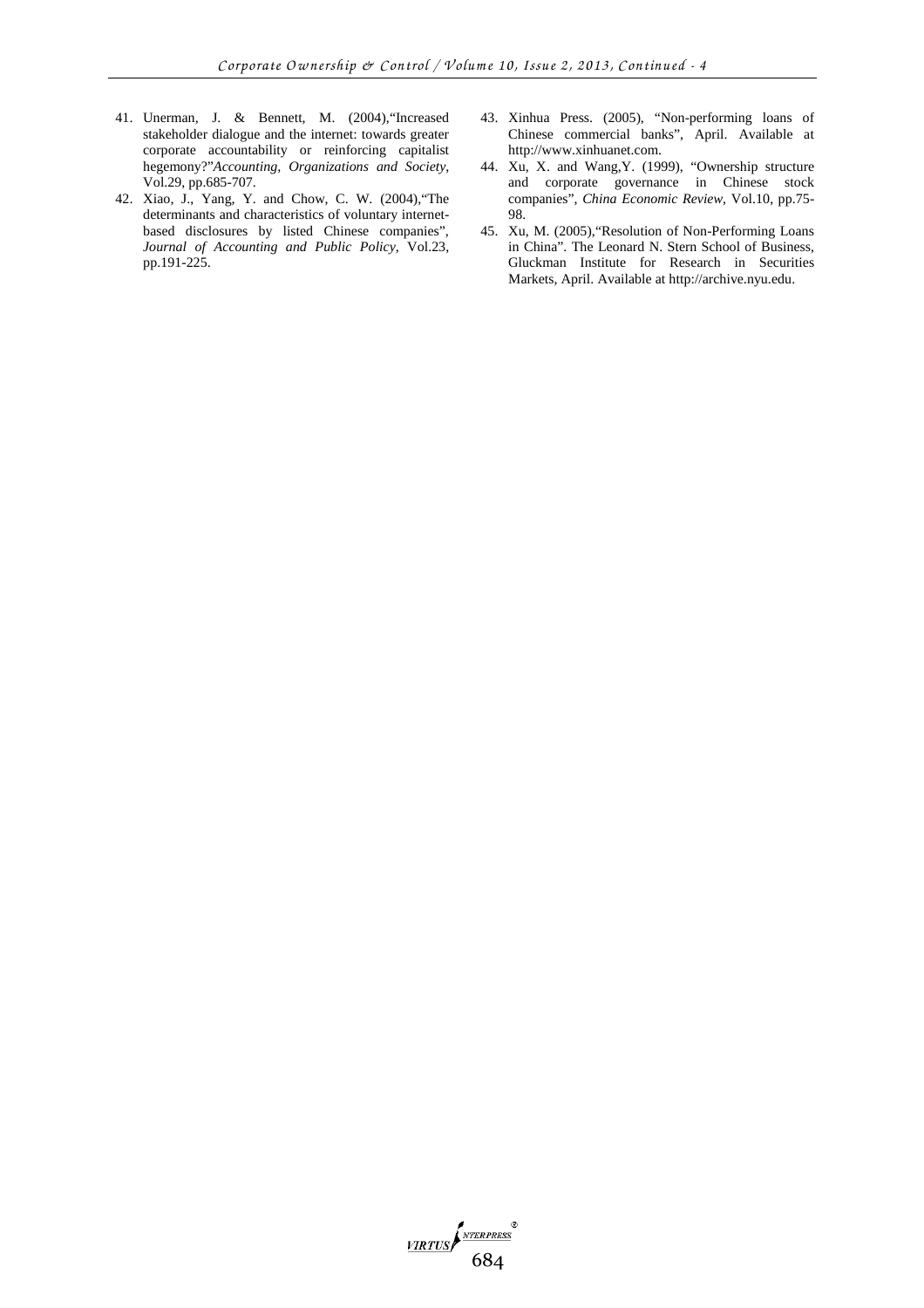41. Unerman, J. & Bennett, M. (2004),"Increased stakeholder dialogue and the internet: towards greater corporate accountability or reinforcing capitalist hegemony?"*Accounting, Organizations and Society*, Vol.29, pp.685-707.
42. Xiao, J., Yang, Y. and Chow, C. W. (2004),"The determinants and characteristics of voluntary internet-based disclosures by listed Chinese companies", *Journal of Accounting and Public Policy*, Vol.23, pp.191-225.
43. Xinhua Press. (2005), "Non-performing loans of Chinese commercial banks", April. Available at http://www.xinhuanet.com.
44. Xu, X. and Wang,Y. (1999), "Ownership structure and corporate governance in Chinese stock companies", *China Economic Review*, Vol.10, pp.75-98.
45. Xu, M. (2005),"Resolution of Non-Performing Loans in China". The Leonard N. Stern School of Business, Gluckman Institute for Research in Securities Markets, April. Available at http://archive.nyu.edu.